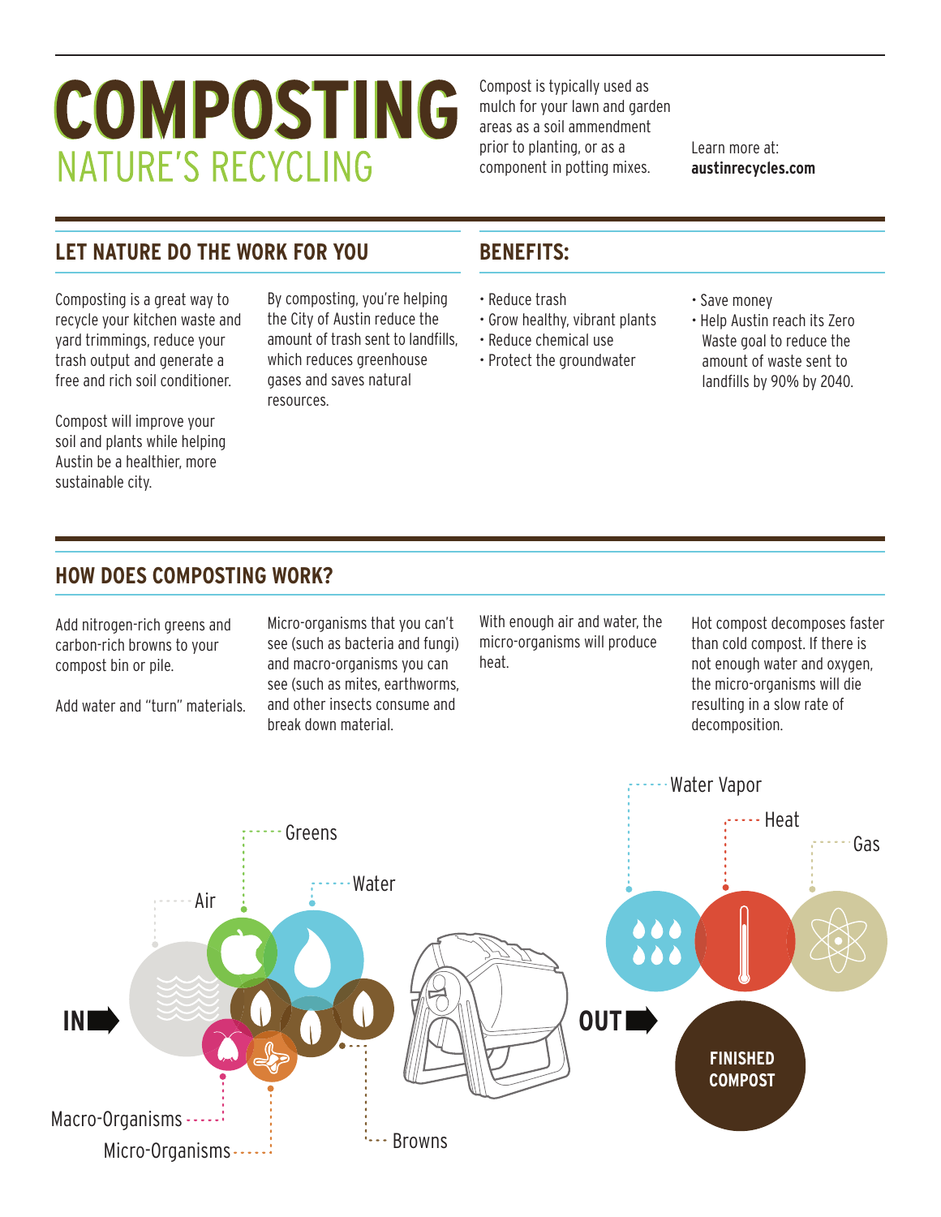# COMPOSTING

## NATURE'S RECYCLING

Compost is typically used as mulch for your lawn and garden areas as a soil ammendment prior to planting, or as a component in potting mixes.

Learn more at: **austinrecycles.com**

## LET NATURE DO THE WORK FOR YOU

Composting is a great way to recycle your kitchen waste and yard trimmings, reduce your trash output and generate a free and rich soil conditioner.

Compost will improve your soil and plants while helping Austin be a healthier, more sustainable city.

By composting, you're helping the City of Austin reduce the amount of trash sent to landfills, which reduces greenhouse gases and saves natural resources.

## BENEFITS:

- Reduce trash
- Grow healthy, vibrant plants
- Reduce chemical use
- Protect the groundwater
- Save money
- Help Austin reach its Zero Waste goal to reduce the amount of waste sent to landfills by 90% by 2040.

## HOW DOES COMPOSTING WORK?

Add nitrogen-rich greens and carbon-rich browns to your compost bin or pile.

Add water and "turn" materials.

Micro-organisms that you can't see (such as bacteria and fungi) and macro-organisms you can see (such as mites, earthworms, and other insects consume and break down material.

With enough air and water, the micro-organisms will produce heat.

Hot compost decomposes faster than cold compost. If there is not enough water and oxygen, the micro-organisms will die resulting in a slow rate of decomposition.

IN: Air, Greens, Water, Browns, Macro-Organisms, Micro-Organisms

OUT: Water Vapor, Heat, Gas, FINISHED COMPOST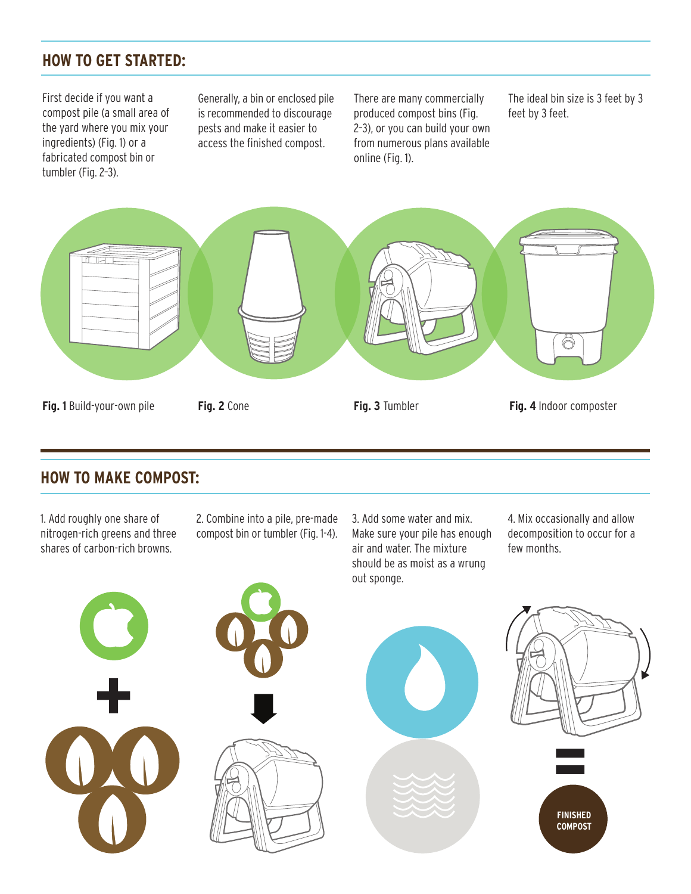## HOW TO GET STARTED:

First decide if you want a compost pile (a small area of the yard where you mix your ingredients) (Fig. 1) or a fabricated compost bin or tumbler (Fig. 2–3).

Generally, a bin or enclosed pile is recommended to discourage pests and make it easier to access the finished compost.

There are many commercially produced compost bins (Fig. 2–3), or you can build your own from numerous plans available online (Fig. 1).

The ideal bin size is 3 feet by 3 feet by 3 feet.

**Fig. 1** Build-your-own pile

**Fig. 2** Cone

**Fig. 3** Tumbler

**Fig. 4** Indoor composter

## HOW TO MAKE COMPOST:

1. Add roughly one share of nitrogen-rich greens and three shares of carbon-rich browns.

2. Combine into a pile, pre-made compost bin or tumbler (Fig. 1-4).

3. Add some water and mix. Make sure your pile has enough air and water. The mixture should be as moist as a wrung out sponge.

4. Mix occasionally and allow decomposition to occur for a few months.

FINISHED COMPOST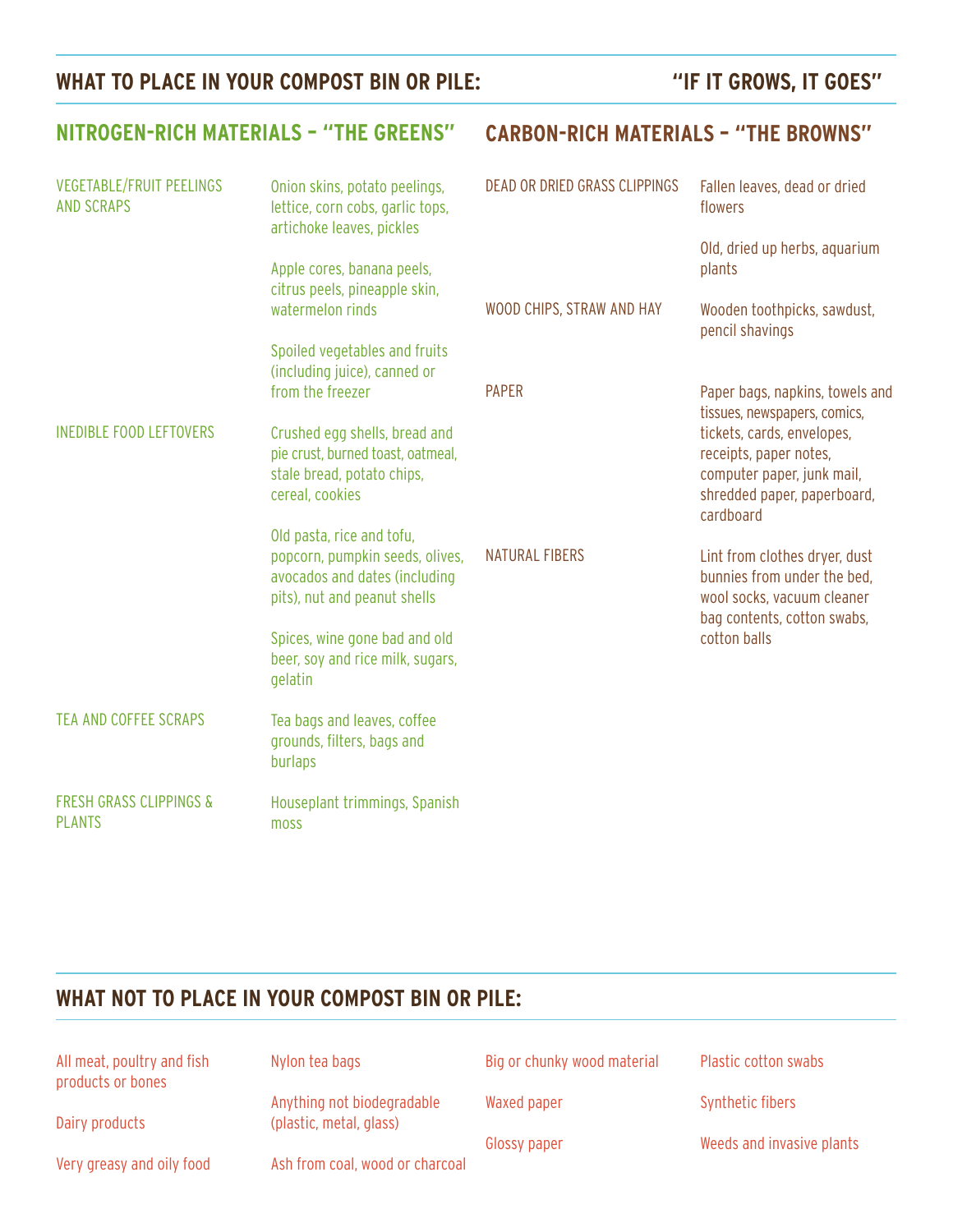## WHAT TO PLACE IN YOUR COMPOST BIN OR PILE: "IF IT GROWS, IT GOES"

### NITROGEN-RICH MATERIALS – "THE GREENS"

| Category | Examples |
|---|---|
| VEGETABLE/FRUIT PEELINGS AND SCRAPS | Onion skins, potato peelings, lettice, corn cobs, garlic tops, artichoke leaves, pickles |
| | Apple cores, banana peels, citrus peels, pineapple skin, watermelon rinds |
| | Spoiled vegetables and fruits (including juice), canned or from the freezer |
| INEDIBLE FOOD LEFTOVERS | Crushed egg shells, bread and pie crust, burned toast, oatmeal, stale bread, potato chips, cereal, cookies |
| | Old pasta, rice and tofu, popcorn, pumpkin seeds, olives, avocados and dates (including pits), nut and peanut shells |
| | Spices, wine gone bad and old beer, soy and rice milk, sugars, gelatin |
| TEA AND COFFEE SCRAPS | Tea bags and leaves, coffee grounds, filters, bags and burlaps |
| FRESH GRASS CLIPPINGS & PLANTS | Houseplant trimmings, Spanish moss |

### CARBON-RICH MATERIALS – "THE BROWNS"

| Category | Examples |
|---|---|
| DEAD OR DRIED GRASS CLIPPINGS | Fallen leaves, dead or dried flowers |
| | Old, dried up herbs, aquarium plants |
| WOOD CHIPS, STRAW AND HAY | Wooden toothpicks, sawdust, pencil shavings |
| PAPER | Paper bags, napkins, towels and tissues, newspapers, comics, tickets, cards, envelopes, receipts, paper notes, computer paper, junk mail, shredded paper, paperboard, cardboard |
| NATURAL FIBERS | Lint from clothes dryer, dust bunnies from under the bed, wool socks, vacuum cleaner bag contents, cotton swabs, cotton balls |

## WHAT NOT TO PLACE IN YOUR COMPOST BIN OR PILE:

- All meat, poultry and fish products or bones
- Dairy products
- Very greasy and oily food
- Nylon tea bags
- Anything not biodegradable (plastic, metal, glass)
- Ash from coal, wood or charcoal
- Big or chunky wood material
- Waxed paper
- Glossy paper
- Plastic cotton swabs
- Synthetic fibers
- Weeds and invasive plants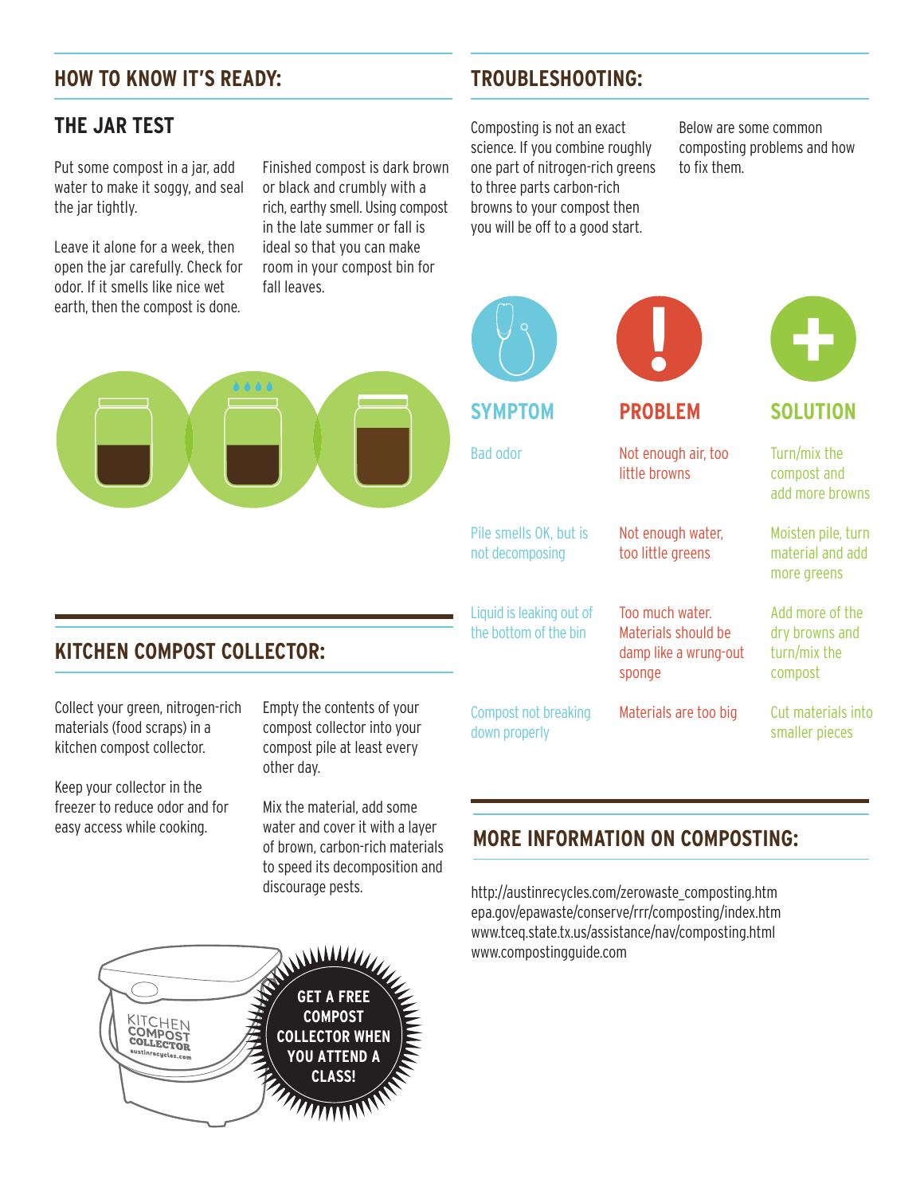## HOW TO KNOW IT'S READY:

### THE JAR TEST

Put some compost in a jar, add water to make it soggy, and seal the jar tightly.

Leave it alone for a week, then open the jar carefully. Check for odor. If it smells like nice wet earth, then the compost is done.

Finished compost is dark brown or black and crumbly with a rich, earthy smell. Using compost in the late summer or fall is ideal so that you can make room in your compost bin for fall leaves.

## KITCHEN COMPOST COLLECTOR:

Collect your green, nitrogen-rich materials (food scraps) in a kitchen compost collector.

Keep your collector in the freezer to reduce odor and for easy access while cooking.

Empty the contents of your compost collector into your compost pile at least every other day.

Mix the material, add some water and cover it with a layer of brown, carbon-rich materials to speed its decomposition and discourage pests.

KITCHEN COMPOST COLLECTOR
austinrecycles.com

**GET A FREE COMPOST COLLECTOR WHEN YOU ATTEND A CLASS!**

## TROUBLESHOOTING:

Composting is not an exact science. If you combine roughly one part of nitrogen-rich greens to three parts carbon-rich browns to your compost then you will be off to a good start.

Below are some common composting problems and how to fix them.

| SYMPTOM | PROBLEM | SOLUTION |
| --- | --- | --- |
| Bad odor | Not enough air, too little browns | Turn/mix the compost and add more browns |
| Pile smells OK, but is not decomposing | Not enough water, too little greens | Moisten pile, turn material and add more greens |
| Liquid is leaking out of the bottom of the bin | Too much water. Materials should be damp like a wrung-out sponge | Add more of the dry browns and turn/mix the compost |
| Compost not breaking down properly | Materials are too big | Cut materials into smaller pieces |

## MORE INFORMATION ON COMPOSTING:

http://austinrecycles.com/zerowaste_composting.htm
epa.gov/epawaste/conserve/rrr/composting/index.htm
www.tceq.state.tx.us/assistance/nav/composting.html
www.compostingguide.com